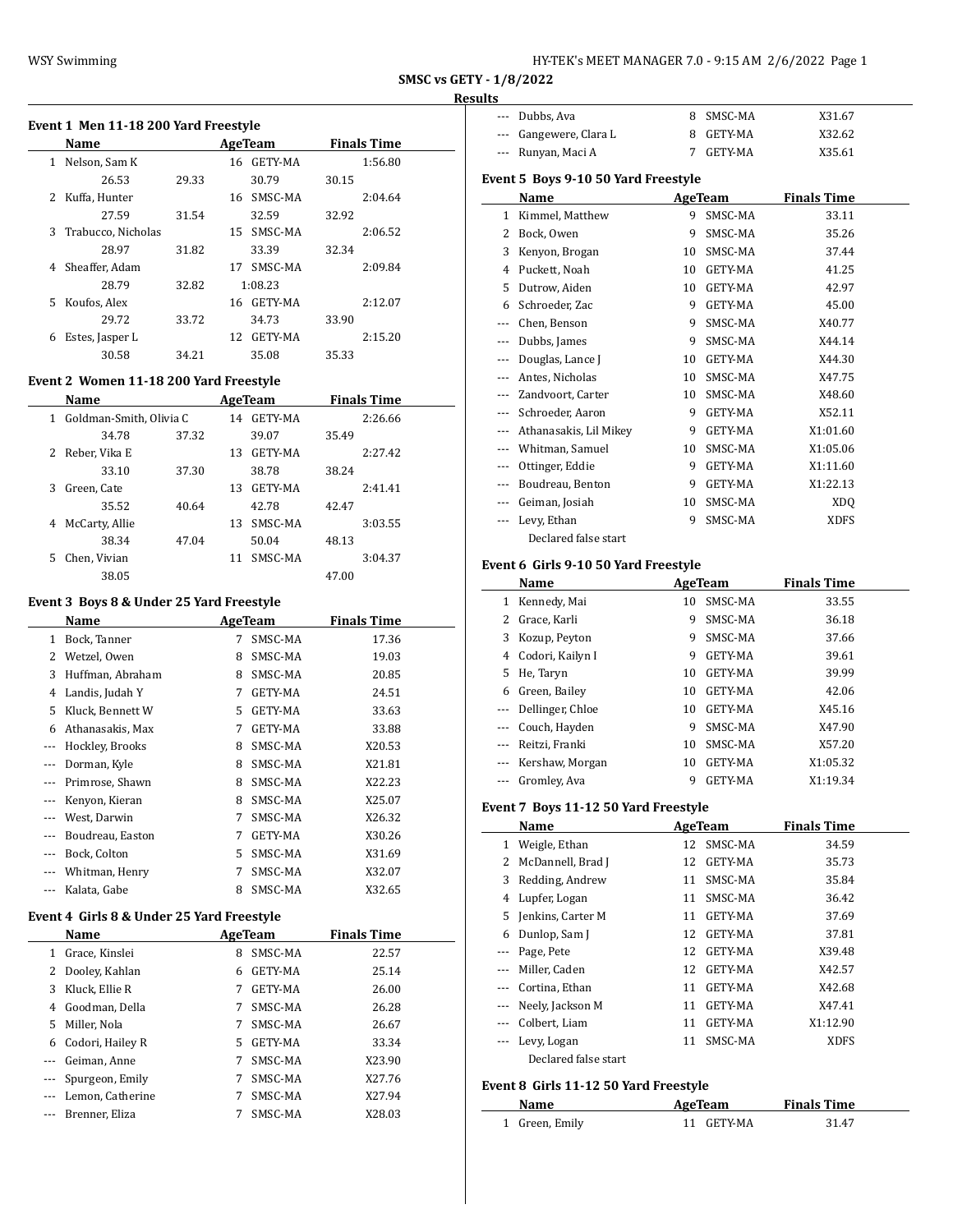## SMSC vs GETY - 1/8/2022

### Results

#### Event 1 Men 11-18 200 Yard Freestyle

| | Name | Age | Team | Finals Time |
|---|---|---|---|---|
| 1 | Nelson, Sam K | 16 | GETY-MA | 1:56.80 |
| | 26.53 / 29.33 / 30.79 / 30.15 | | | |
| 2 | Kuffa, Hunter | 16 | SMSC-MA | 2:04.64 |
| | 27.59 / 31.54 / 32.59 / 32.92 | | | |
| 3 | Trabucco, Nicholas | 15 | SMSC-MA | 2:06.52 |
| | 28.97 / 31.82 / 33.39 / 32.34 | | | |
| 4 | Sheaffer, Adam | 17 | SMSC-MA | 2:09.84 |
| | 28.79 / 32.82 / 1:08.23 | | | |
| 5 | Koufos, Alex | 16 | GETY-MA | 2:12.07 |
| | 29.72 / 33.72 / 34.73 / 33.90 | | | |
| 6 | Estes, Jasper L | 12 | GETY-MA | 2:15.20 |
| | 30.58 / 34.21 / 35.08 / 35.33 | | | |

#### Event 2 Women 11-18 200 Yard Freestyle

| | Name | Age | Team | Finals Time |
|---|---|---|---|---|
| 1 | Goldman-Smith, Olivia C | 14 | GETY-MA | 2:26.66 |
| | 34.78 / 37.32 / 39.07 / 35.49 | | | |
| 2 | Reber, Vika E | 13 | GETY-MA | 2:27.42 |
| | 33.10 / 37.30 / 38.78 / 38.24 | | | |
| 3 | Green, Cate | 13 | GETY-MA | 2:41.41 |
| | 35.52 / 40.64 / 42.78 / 42.47 | | | |
| 4 | McCarty, Allie | 13 | SMSC-MA | 3:03.55 |
| | 38.34 / 47.04 / 50.04 / 48.13 | | | |
| 5 | Chen, Vivian | 11 | SMSC-MA | 3:04.37 |
| | 38.05 / 47.00 | | | |

#### Event 3 Boys 8 & Under 25 Yard Freestyle

| | Name | Age | Team | Finals Time |
|---|---|---|---|---|
| 1 | Bock, Tanner | 7 | SMSC-MA | 17.36 |
| 2 | Wetzel, Owen | 8 | SMSC-MA | 19.03 |
| 3 | Huffman, Abraham | 8 | SMSC-MA | 20.85 |
| 4 | Landis, Judah Y | 7 | GETY-MA | 24.51 |
| 5 | Kluck, Bennett W | 5 | GETY-MA | 33.63 |
| 6 | Athanasakis, Max | 7 | GETY-MA | 33.88 |
| --- | Hockley, Brooks | 8 | SMSC-MA | X20.53 |
| --- | Dorman, Kyle | 8 | SMSC-MA | X21.81 |
| --- | Primrose, Shawn | 8 | SMSC-MA | X22.23 |
| --- | Kenyon, Kieran | 8 | SMSC-MA | X25.07 |
| --- | West, Darwin | 7 | SMSC-MA | X26.32 |
| --- | Boudreau, Easton | 7 | GETY-MA | X30.26 |
| --- | Bock, Colton | 5 | SMSC-MA | X31.69 |
| --- | Whitman, Henry | 7 | SMSC-MA | X32.07 |
| --- | Kalata, Gabe | 8 | SMSC-MA | X32.65 |

#### Event 4 Girls 8 & Under 25 Yard Freestyle

| | Name | Age | Team | Finals Time |
|---|---|---|---|---|
| 1 | Grace, Kinslei | 8 | SMSC-MA | 22.57 |
| 2 | Dooley, Kahlan | 6 | GETY-MA | 25.14 |
| 3 | Kluck, Ellie R | 7 | GETY-MA | 26.00 |
| 4 | Goodman, Della | 7 | SMSC-MA | 26.28 |
| 5 | Miller, Nola | 7 | SMSC-MA | 26.67 |
| 6 | Codori, Hailey R | 5 | GETY-MA | 33.34 |
| --- | Geiman, Anne | 7 | SMSC-MA | X23.90 |
| --- | Spurgeon, Emily | 7 | SMSC-MA | X27.76 |
| --- | Lemon, Catherine | 7 | SMSC-MA | X27.94 |
| --- | Brenner, Eliza | 7 | SMSC-MA | X28.03 |
| --- | Dubbs, Ava | 8 | SMSC-MA | X31.67 |
| --- | Gangewere, Clara L | 8 | GETY-MA | X32.62 |
| --- | Runyan, Maci A | 7 | GETY-MA | X35.61 |

#### Event 5 Boys 9-10 50 Yard Freestyle

| | Name | Age | Team | Finals Time |
|---|---|---|---|---|
| 1 | Kimmel, Matthew | 9 | SMSC-MA | 33.11 |
| 2 | Bock, Owen | 9 | SMSC-MA | 35.26 |
| 3 | Kenyon, Brogan | 10 | SMSC-MA | 37.44 |
| 4 | Puckett, Noah | 10 | GETY-MA | 41.25 |
| 5 | Dutrow, Aiden | 10 | GETY-MA | 42.97 |
| 6 | Schroeder, Zac | 9 | GETY-MA | 45.00 |
| --- | Chen, Benson | 9 | SMSC-MA | X40.77 |
| --- | Dubbs, James | 9 | SMSC-MA | X44.14 |
| --- | Douglas, Lance J | 10 | GETY-MA | X44.30 |
| --- | Antes, Nicholas | 10 | SMSC-MA | X47.75 |
| --- | Zandvoort, Carter | 10 | SMSC-MA | X48.60 |
| --- | Schroeder, Aaron | 9 | GETY-MA | X52.11 |
| --- | Athanasakis, Lil Mikey | 9 | GETY-MA | X1:01.60 |
| --- | Whitman, Samuel | 10 | SMSC-MA | X1:05.06 |
| --- | Ottinger, Eddie | 9 | GETY-MA | X1:11.60 |
| --- | Boudreau, Benton | 9 | GETY-MA | X1:22.13 |
| --- | Geiman, Josiah | 10 | SMSC-MA | XDQ |
| --- | Levy, Ethan | 9 | SMSC-MA | XDFS |
| | Declared false start | | | |

#### Event 6 Girls 9-10 50 Yard Freestyle

| | Name | Age | Team | Finals Time |
|---|---|---|---|---|
| 1 | Kennedy, Mai | 10 | SMSC-MA | 33.55 |
| 2 | Grace, Karli | 9 | SMSC-MA | 36.18 |
| 3 | Kozup, Peyton | 9 | SMSC-MA | 37.66 |
| 4 | Codori, Kailyn I | 9 | GETY-MA | 39.61 |
| 5 | He, Taryn | 10 | GETY-MA | 39.99 |
| 6 | Green, Bailey | 10 | GETY-MA | 42.06 |
| --- | Dellinger, Chloe | 10 | GETY-MA | X45.16 |
| --- | Couch, Hayden | 9 | SMSC-MA | X47.90 |
| --- | Reitzi, Franki | 10 | SMSC-MA | X57.20 |
| --- | Kershaw, Morgan | 10 | GETY-MA | X1:05.32 |
| --- | Gromley, Ava | 9 | GETY-MA | X1:19.34 |

#### Event 7 Boys 11-12 50 Yard Freestyle

| | Name | Age | Team | Finals Time |
|---|---|---|---|---|
| 1 | Weigle, Ethan | 12 | SMSC-MA | 34.59 |
| 2 | McDannell, Brad J | 12 | GETY-MA | 35.73 |
| 3 | Redding, Andrew | 11 | SMSC-MA | 35.84 |
| 4 | Lupfer, Logan | 11 | SMSC-MA | 36.42 |
| 5 | Jenkins, Carter M | 11 | GETY-MA | 37.69 |
| 6 | Dunlop, Sam J | 12 | GETY-MA | 37.81 |
| --- | Page, Pete | 12 | GETY-MA | X39.48 |
| --- | Miller, Caden | 12 | GETY-MA | X42.57 |
| --- | Cortina, Ethan | 11 | GETY-MA | X42.68 |
| --- | Neely, Jackson M | 11 | GETY-MA | X47.41 |
| --- | Colbert, Liam | 11 | GETY-MA | X1:12.90 |
| --- | Levy, Logan | 11 | SMSC-MA | XDFS |
| | Declared false start | | | |

#### Event 8 Girls 11-12 50 Yard Freestyle

| | Name | Age | Team | Finals Time |
|---|---|---|---|---|
| 1 | Green, Emily | 11 | GETY-MA | 31.47 |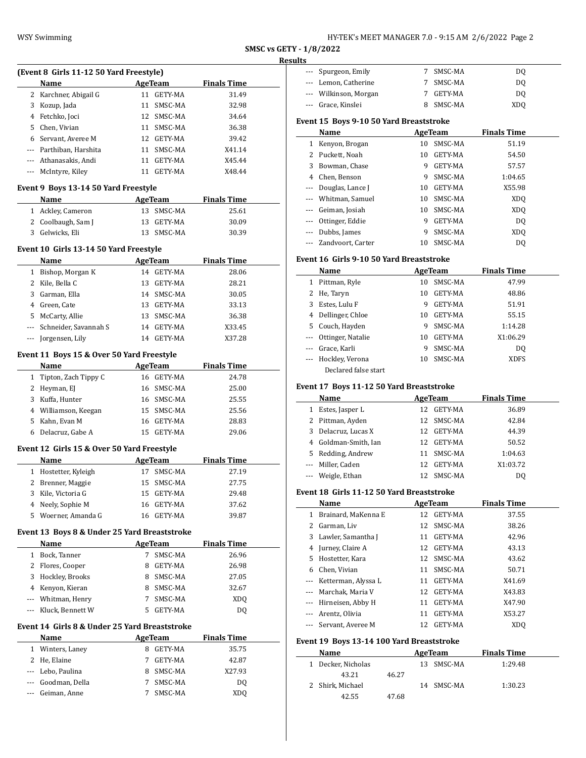**SMSC vs GETY - 1/8/2022**

**Results**

### (Event 8 Girls 11-12 50 Yard Freestyle)

| | Name | Age | Team | Finals Time |
|---|---|---|---|---|
| 2 | Karchner, Abigail G | 11 | GETY-MA | 31.49 |
| 3 | Kozup, Jada | 11 | SMSC-MA | 32.98 |
| 4 | Fetchko, Joci | 12 | SMSC-MA | 34.64 |
| 5 | Chen, Vivian | 11 | SMSC-MA | 36.38 |
| 6 | Servant, Averee M | 12 | GETY-MA | 39.42 |
| --- | Parthiban, Harshita | 11 | SMSC-MA | X41.14 |
| --- | Athanasakis, Andi | 11 | GETY-MA | X45.44 |
| --- | McIntyre, Kiley | 11 | GETY-MA | X48.44 |

### Event 9 Boys 13-14 50 Yard Freestyle

| | Name | Age | Team | Finals Time |
|---|---|---|---|---|
| 1 | Ackley, Cameron | 13 | SMSC-MA | 25.61 |
| 2 | Coolbaugh, Sam J | 13 | GETY-MA | 30.09 |
| 3 | Gelwicks, Eli | 13 | SMSC-MA | 30.39 |

### Event 10 Girls 13-14 50 Yard Freestyle

| | Name | Age | Team | Finals Time |
|---|---|---|---|---|
| 1 | Bishop, Morgan K | 14 | GETY-MA | 28.06 |
| 2 | Kile, Bella C | 13 | GETY-MA | 28.21 |
| 3 | Garman, Ella | 14 | SMSC-MA | 30.05 |
| 4 | Green, Cate | 13 | GETY-MA | 33.13 |
| 5 | McCarty, Allie | 13 | SMSC-MA | 36.38 |
| --- | Schneider, Savannah S | 14 | GETY-MA | X33.45 |
| --- | Jorgensen, Lily | 14 | GETY-MA | X37.28 |

### Event 11 Boys 15 & Over 50 Yard Freestyle

| | Name | Age | Team | Finals Time |
|---|---|---|---|---|
| 1 | Tipton, Zach Tippy C | 16 | GETY-MA | 24.78 |
| 2 | Heyman, EJ | 16 | SMSC-MA | 25.00 |
| 3 | Kuffa, Hunter | 16 | SMSC-MA | 25.55 |
| 4 | Williamson, Keegan | 15 | SMSC-MA | 25.56 |
| 5 | Kahn, Evan M | 16 | GETY-MA | 28.83 |
| 6 | Delacruz, Gabe A | 15 | GETY-MA | 29.06 |

### Event 12 Girls 15 & Over 50 Yard Freestyle

| | Name | Age | Team | Finals Time |
|---|---|---|---|---|
| 1 | Hostetter, Kyleigh | 17 | SMSC-MA | 27.19 |
| 2 | Brenner, Maggie | 15 | SMSC-MA | 27.75 |
| 3 | Kile, Victoria G | 15 | GETY-MA | 29.48 |
| 4 | Neely, Sophie M | 16 | GETY-MA | 37.62 |
| 5 | Woerner, Amanda G | 16 | GETY-MA | 39.87 |

### Event 13 Boys 8 & Under 25 Yard Breaststroke

| | Name | Age | Team | Finals Time |
|---|---|---|---|---|
| 1 | Bock, Tanner | 7 | SMSC-MA | 26.96 |
| 2 | Flores, Cooper | 8 | GETY-MA | 26.98 |
| 3 | Hockley, Brooks | 8 | SMSC-MA | 27.05 |
| 4 | Kenyon, Kieran | 8 | SMSC-MA | 32.67 |
| --- | Whitman, Henry | 7 | SMSC-MA | XDQ |
| --- | Kluck, Bennett W | 5 | GETY-MA | DQ |

### Event 14 Girls 8 & Under 25 Yard Breaststroke

| | Name | Age | Team | Finals Time |
|---|---|---|---|---|
| 1 | Winters, Laney | 8 | GETY-MA | 35.75 |
| 2 | He, Elaine | 7 | GETY-MA | 42.87 |
| --- | Lebo, Paulina | 8 | SMSC-MA | X27.93 |
| --- | Goodman, Della | 7 | SMSC-MA | DQ |
| --- | Geiman, Anne | 7 | SMSC-MA | XDQ |
| --- | Spurgeon, Emily | 7 | SMSC-MA | DQ |
| --- | Lemon, Catherine | 7 | SMSC-MA | DQ |
| --- | Wilkinson, Morgan | 7 | GETY-MA | DQ |
| --- | Grace, Kinslei | 8 | SMSC-MA | XDQ |

### Event 15 Boys 9-10 50 Yard Breaststroke

| | Name | Age | Team | Finals Time |
|---|---|---|---|---|
| 1 | Kenyon, Brogan | 10 | SMSC-MA | 51.19 |
| 2 | Puckett, Noah | 10 | GETY-MA | 54.50 |
| 3 | Bowman, Chase | 9 | GETY-MA | 57.57 |
| 4 | Chen, Benson | 9 | SMSC-MA | 1:04.65 |
| --- | Douglas, Lance J | 10 | GETY-MA | X55.98 |
| --- | Whitman, Samuel | 10 | SMSC-MA | XDQ |
| --- | Geiman, Josiah | 10 | SMSC-MA | XDQ |
| --- | Ottinger, Eddie | 9 | GETY-MA | DQ |
| --- | Dubbs, James | 9 | SMSC-MA | XDQ |
| --- | Zandvoort, Carter | 10 | SMSC-MA | DQ |

### Event 16 Girls 9-10 50 Yard Breaststroke

| | Name | Age | Team | Finals Time |
|---|---|---|---|---|
| 1 | Pittman, Ryle | 10 | SMSC-MA | 47.99 |
| 2 | He, Taryn | 10 | GETY-MA | 48.86 |
| 3 | Estes, Lulu F | 9 | GETY-MA | 51.91 |
| 4 | Dellinger, Chloe | 10 | GETY-MA | 55.15 |
| 5 | Couch, Hayden | 9 | SMSC-MA | 1:14.28 |
| --- | Ottinger, Natalie | 10 | GETY-MA | X1:06.29 |
| --- | Grace, Karli | 9 | SMSC-MA | DQ |
| --- | Hockley, Verona | 10 | SMSC-MA | XDFS |
| | Declared false start | | | |

### Event 17 Boys 11-12 50 Yard Breaststroke

| | Name | Age | Team | Finals Time |
|---|---|---|---|---|
| 1 | Estes, Jasper L | 12 | GETY-MA | 36.89 |
| 2 | Pittman, Ayden | 12 | SMSC-MA | 42.84 |
| 3 | Delacruz, Lucas X | 12 | GETY-MA | 44.39 |
| 4 | Goldman-Smith, Ian | 12 | GETY-MA | 50.52 |
| 5 | Redding, Andrew | 11 | SMSC-MA | 1:04.63 |
| --- | Miller, Caden | 12 | GETY-MA | X1:03.72 |
| --- | Weigle, Ethan | 12 | SMSC-MA | DQ |

### Event 18 Girls 11-12 50 Yard Breaststroke

| | Name | Age | Team | Finals Time |
|---|---|---|---|---|
| 1 | Brainard, MaKenna E | 12 | GETY-MA | 37.55 |
| 2 | Garman, Liv | 12 | SMSC-MA | 38.26 |
| 3 | Lawler, Samantha J | 11 | GETY-MA | 42.96 |
| 4 | Jurney, Claire A | 12 | GETY-MA | 43.13 |
| 5 | Hostetter, Kara | 12 | SMSC-MA | 43.62 |
| 6 | Chen, Vivian | 11 | SMSC-MA | 50.71 |
| --- | Ketterman, Alyssa L | 11 | GETY-MA | X41.69 |
| --- | Marchak, Maria V | 12 | GETY-MA | X43.83 |
| --- | Hirneisen, Abby H | 11 | GETY-MA | X47.90 |
| --- | Arentz, Olivia | 11 | GETY-MA | X53.27 |
| --- | Servant, Averee M | 12 | GETY-MA | XDQ |

### Event 19 Boys 13-14 100 Yard Breaststroke

| | Name | Age | Team | Finals Time |
|---|---|---|---|---|
| 1 | Decker, Nicholas | 13 | SMSC-MA | 1:29.48 |
| | 43.21 46.27 | | | |
| 2 | Shirk, Michael | 14 | SMSC-MA | 1:30.23 |
| | 42.55 47.68 | | | |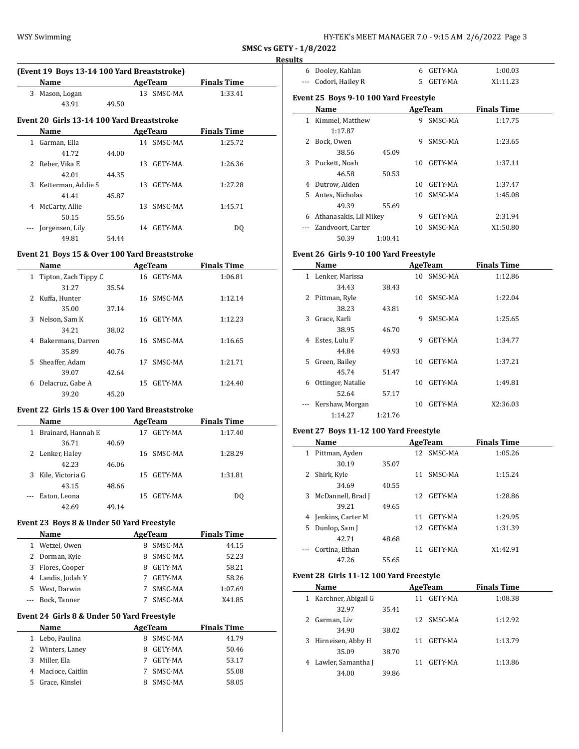**SMSC vs GETY - 1/8/2022**

**Results**

### (Event 19 Boys 13-14 100 Yard Breaststroke)

| | Name | Age | Team | Finals Time |
|---|---|---|---|---|
| 3 | Mason, Logan | 13 | SMSC-MA | 1:33.41 |
| | 43.91 49.50 | | | |

### Event 20 Girls 13-14 100 Yard Breaststroke

| | Name | Age | Team | Finals Time |
|---|---|---|---|---|
| 1 | Garman, Ella | 14 | SMSC-MA | 1:25.72 |
| | 41.72 44.00 | | | |
| 2 | Reber, Vika E | 13 | GETY-MA | 1:26.36 |
| | 42.01 44.35 | | | |
| 3 | Ketterman, Addie S | 13 | GETY-MA | 1:27.28 |
| | 41.41 45.87 | | | |
| 4 | McCarty, Allie | 13 | SMSC-MA | 1:45.71 |
| | 50.15 55.56 | | | |
| --- | Jorgensen, Lily | 14 | GETY-MA | DQ |
| | 49.81 54.44 | | | |

### Event 21 Boys 15 & Over 100 Yard Breaststroke

| | Name | Age | Team | Finals Time |
|---|---|---|---|---|
| 1 | Tipton, Zach Tippy C | 16 | GETY-MA | 1:06.81 |
| | 31.27 35.54 | | | |
| 2 | Kuffa, Hunter | 16 | SMSC-MA | 1:12.14 |
| | 35.00 37.14 | | | |
| 3 | Nelson, Sam K | 16 | GETY-MA | 1:12.23 |
| | 34.21 38.02 | | | |
| 4 | Bakermans, Darren | 16 | SMSC-MA | 1:16.65 |
| | 35.89 40.76 | | | |
| 5 | Sheaffer, Adam | 17 | SMSC-MA | 1:21.71 |
| | 39.07 42.64 | | | |
| 6 | Delacruz, Gabe A | 15 | GETY-MA | 1:24.40 |
| | 39.20 45.20 | | | |

### Event 22 Girls 15 & Over 100 Yard Breaststroke

| | Name | Age | Team | Finals Time |
|---|---|---|---|---|
| 1 | Brainard, Hannah E | 17 | GETY-MA | 1:17.40 |
| | 36.71 40.69 | | | |
| 2 | Lenker, Haley | 16 | SMSC-MA | 1:28.29 |
| | 42.23 46.06 | | | |
| 3 | Kile, Victoria G | 15 | GETY-MA | 1:31.81 |
| | 43.15 48.66 | | | |
| --- | Eaton, Leona | 15 | GETY-MA | DQ |
| | 42.69 49.14 | | | |

### Event 23 Boys 8 & Under 50 Yard Freestyle

| | Name | Age | Team | Finals Time |
|---|---|---|---|---|
| 1 | Wetzel, Owen | 8 | SMSC-MA | 44.15 |
| 2 | Dorman, Kyle | 8 | SMSC-MA | 52.23 |
| 3 | Flores, Cooper | 8 | GETY-MA | 58.21 |
| 4 | Landis, Judah Y | 7 | GETY-MA | 58.26 |
| 5 | West, Darwin | 7 | SMSC-MA | 1:07.69 |
| --- | Bock, Tanner | 7 | SMSC-MA | X41.85 |

### Event 24 Girls 8 & Under 50 Yard Freestyle

| | Name | Age | Team | Finals Time |
|---|---|---|---|---|
| 1 | Lebo, Paulina | 8 | SMSC-MA | 41.79 |
| 2 | Winters, Laney | 8 | GETY-MA | 50.46 |
| 3 | Miller, Ela | 7 | GETY-MA | 53.17 |
| 4 | Macioce, Caitlin | 7 | SMSC-MA | 55.08 |
| 5 | Grace, Kinslei | 8 | SMSC-MA | 58.05 |
| 6 | Dooley, Kahlan | 6 | GETY-MA | 1:00.03 |
| --- | Codori, Hailey R | 5 | GETY-MA | X1:11.23 |

### Event 25 Boys 9-10 100 Yard Freestyle

| | Name | Age | Team | Finals Time |
|---|---|---|---|---|
| 1 | Kimmel, Matthew | 9 | SMSC-MA | 1:17.75 |
| | 1:17.87 | | | |
| 2 | Bock, Owen | 9 | SMSC-MA | 1:23.65 |
| | 38.56 45.09 | | | |
| 3 | Puckett, Noah | 10 | GETY-MA | 1:37.11 |
| | 46.58 50.53 | | | |
| 4 | Dutrow, Aiden | 10 | GETY-MA | 1:37.47 |
| 5 | Antes, Nicholas | 10 | SMSC-MA | 1:45.08 |
| | 49.39 55.69 | | | |
| 6 | Athanasakis, Lil Mikey | 9 | GETY-MA | 2:31.94 |
| --- | Zandvoort, Carter | 10 | SMSC-MA | X1:50.80 |
| | 50.39 1:00.41 | | | |

### Event 26 Girls 9-10 100 Yard Freestyle

| | Name | Age | Team | Finals Time |
|---|---|---|---|---|
| 1 | Lenker, Marissa | 10 | SMSC-MA | 1:12.86 |
| | 34.43 38.43 | | | |
| 2 | Pittman, Ryle | 10 | SMSC-MA | 1:22.04 |
| | 38.23 43.81 | | | |
| 3 | Grace, Karli | 9 | SMSC-MA | 1:25.65 |
| | 38.95 46.70 | | | |
| 4 | Estes, Lulu F | 9 | GETY-MA | 1:34.77 |
| | 44.84 49.93 | | | |
| 5 | Green, Bailey | 10 | GETY-MA | 1:37.21 |
| | 45.74 51.47 | | | |
| 6 | Ottinger, Natalie | 10 | GETY-MA | 1:49.81 |
| | 52.64 57.17 | | | |
| --- | Kershaw, Morgan | 10 | GETY-MA | X2:36.03 |
| | 1:14.27 1:21.76 | | | |

### Event 27 Boys 11-12 100 Yard Freestyle

| | Name | Age | Team | Finals Time |
|---|---|---|---|---|
| 1 | Pittman, Ayden | 12 | SMSC-MA | 1:05.26 |
| | 30.19 35.07 | | | |
| 2 | Shirk, Kyle | 11 | SMSC-MA | 1:15.24 |
| | 34.69 40.55 | | | |
| 3 | McDannell, Brad J | 12 | GETY-MA | 1:28.86 |
| | 39.21 49.65 | | | |
| 4 | Jenkins, Carter M | 11 | GETY-MA | 1:29.95 |
| 5 | Dunlop, Sam J | 12 | GETY-MA | 1:31.39 |
| | 42.71 48.68 | | | |
| --- | Cortina, Ethan | 11 | GETY-MA | X1:42.91 |
| | 47.26 55.65 | | | |

### Event 28 Girls 11-12 100 Yard Freestyle

| | Name | Age | Team | Finals Time |
|---|---|---|---|---|
| 1 | Karchner, Abigail G | 11 | GETY-MA | 1:08.38 |
| | 32.97 35.41 | | | |
| 2 | Garman, Liv | 12 | SMSC-MA | 1:12.92 |
| | 34.90 38.02 | | | |
| 3 | Hirneisen, Abby H | 11 | GETY-MA | 1:13.79 |
| | 35.09 38.70 | | | |
| 4 | Lawler, Samantha J | 11 | GETY-MA | 1:13.86 |
| | 34.00 39.86 | | | |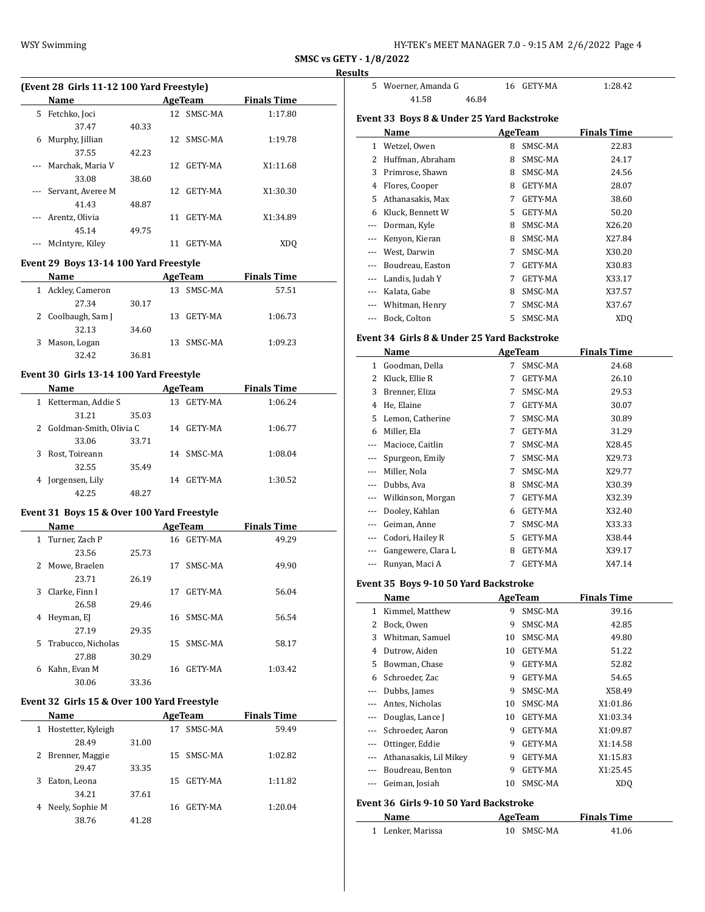**SMSC vs GETY - 1/8/2022**

**Results**

### (Event 28 Girls 11-12 100 Yard Freestyle)

| | Name | Age | Team | Finals Time |
|---|---|---|---|---|
| 5 | Fetchko, Joci | 12 | SMSC-MA | 1:17.80 |
| | 37.47 | 40.33 | | |
| 6 | Murphy, Jillian | 12 | SMSC-MA | 1:19.78 |
| | 37.55 | 42.23 | | |
| --- | Marchak, Maria V | 12 | GETY-MA | X1:11.68 |
| | 33.08 | 38.60 | | |
| --- | Servant, Averee M | 12 | GETY-MA | X1:30.30 |
| | 41.43 | 48.87 | | |
| --- | Arentz, Olivia | 11 | GETY-MA | X1:34.89 |
| | 45.14 | 49.75 | | |
| --- | McIntyre, Kiley | 11 | GETY-MA | XDQ |

### Event 29 Boys 13-14 100 Yard Freestyle

| | Name | Age | Team | Finals Time |
|---|---|---|---|---|
| 1 | Ackley, Cameron | 13 | SMSC-MA | 57.51 |
| | 27.34 | 30.17 | | |
| 2 | Coolbaugh, Sam J | 13 | GETY-MA | 1:06.73 |
| | 32.13 | 34.60 | | |
| 3 | Mason, Logan | 13 | SMSC-MA | 1:09.23 |
| | 32.42 | 36.81 | | |

### Event 30 Girls 13-14 100 Yard Freestyle

| | Name | Age | Team | Finals Time |
|---|---|---|---|---|
| 1 | Ketterman, Addie S | 13 | GETY-MA | 1:06.24 |
| | 31.21 | 35.03 | | |
| 2 | Goldman-Smith, Olivia C | 14 | GETY-MA | 1:06.77 |
| | 33.06 | 33.71 | | |
| 3 | Rost, Toireann | 14 | SMSC-MA | 1:08.04 |
| | 32.55 | 35.49 | | |
| 4 | Jorgensen, Lily | 14 | GETY-MA | 1:30.52 |
| | 42.25 | 48.27 | | |

### Event 31 Boys 15 & Over 100 Yard Freestyle

| | Name | Age | Team | Finals Time |
|---|---|---|---|---|
| 1 | Turner, Zach P | 16 | GETY-MA | 49.29 |
| | 23.56 | 25.73 | | |
| 2 | Mowe, Braelen | 17 | SMSC-MA | 49.90 |
| | 23.71 | 26.19 | | |
| 3 | Clarke, Finn I | 17 | GETY-MA | 56.04 |
| | 26.58 | 29.46 | | |
| 4 | Heyman, EJ | 16 | SMSC-MA | 56.54 |
| | 27.19 | 29.35 | | |
| 5 | Trabucco, Nicholas | 15 | SMSC-MA | 58.17 |
| | 27.88 | 30.29 | | |
| 6 | Kahn, Evan M | 16 | GETY-MA | 1:03.42 |
| | 30.06 | 33.36 | | |

### Event 32 Girls 15 & Over 100 Yard Freestyle

| | Name | Age | Team | Finals Time |
|---|---|---|---|---|
| 1 | Hostetter, Kyleigh | 17 | SMSC-MA | 59.49 |
| | 28.49 | 31.00 | | |
| 2 | Brenner, Maggie | 15 | SMSC-MA | 1:02.82 |
| | 29.47 | 33.35 | | |
| 3 | Eaton, Leona | 15 | GETY-MA | 1:11.82 |
| | 34.21 | 37.61 | | |
| 4 | Neely, Sophie M | 16 | GETY-MA | 1:20.04 |
| | 38.76 | 41.28 | | |
| 5 | Woerner, Amanda G | 16 | GETY-MA | 1:28.42 |
| | 41.58 | 46.84 | | |

### Event 33 Boys 8 & Under 25 Yard Backstroke

| | Name | Age | Team | Finals Time |
|---|---|---|---|---|
| 1 | Wetzel, Owen | 8 | SMSC-MA | 22.83 |
| 2 | Huffman, Abraham | 8 | SMSC-MA | 24.17 |
| 3 | Primrose, Shawn | 8 | SMSC-MA | 24.56 |
| 4 | Flores, Cooper | 8 | GETY-MA | 28.07 |
| 5 | Athanasakis, Max | 7 | GETY-MA | 38.60 |
| 6 | Kluck, Bennett W | 5 | GETY-MA | 50.20 |
| --- | Dorman, Kyle | 8 | SMSC-MA | X26.20 |
| --- | Kenyon, Kieran | 8 | SMSC-MA | X27.84 |
| --- | West, Darwin | 7 | SMSC-MA | X30.20 |
| --- | Boudreau, Easton | 7 | GETY-MA | X30.83 |
| --- | Landis, Judah Y | 7 | GETY-MA | X33.17 |
| --- | Kalata, Gabe | 8 | SMSC-MA | X37.57 |
| --- | Whitman, Henry | 7 | SMSC-MA | X37.67 |
| --- | Bock, Colton | 5 | SMSC-MA | XDQ |

### Event 34 Girls 8 & Under 25 Yard Backstroke

| | Name | Age | Team | Finals Time |
|---|---|---|---|---|
| 1 | Goodman, Della | 7 | SMSC-MA | 24.68 |
| 2 | Kluck, Ellie R | 7 | GETY-MA | 26.10 |
| 3 | Brenner, Eliza | 7 | SMSC-MA | 29.53 |
| 4 | He, Elaine | 7 | GETY-MA | 30.07 |
| 5 | Lemon, Catherine | 7 | SMSC-MA | 30.89 |
| 6 | Miller, Ela | 7 | GETY-MA | 31.29 |
| --- | Macioce, Caitlin | 7 | SMSC-MA | X28.45 |
| --- | Spurgeon, Emily | 7 | SMSC-MA | X29.73 |
| --- | Miller, Nola | 7 | SMSC-MA | X29.77 |
| --- | Dubbs, Ava | 8 | SMSC-MA | X30.39 |
| --- | Wilkinson, Morgan | 7 | GETY-MA | X32.39 |
| --- | Dooley, Kahlan | 6 | GETY-MA | X32.40 |
| --- | Geiman, Anne | 7 | SMSC-MA | X33.33 |
| --- | Codori, Hailey R | 5 | GETY-MA | X38.44 |
| --- | Gangewere, Clara L | 8 | GETY-MA | X39.17 |
| --- | Runyan, Maci A | 7 | GETY-MA | X47.14 |

### Event 35 Boys 9-10 50 Yard Backstroke

| | Name | Age | Team | Finals Time |
|---|---|---|---|---|
| 1 | Kimmel, Matthew | 9 | SMSC-MA | 39.16 |
| 2 | Bock, Owen | 9 | SMSC-MA | 42.85 |
| 3 | Whitman, Samuel | 10 | SMSC-MA | 49.80 |
| 4 | Dutrow, Aiden | 10 | GETY-MA | 51.22 |
| 5 | Bowman, Chase | 9 | GETY-MA | 52.82 |
| 6 | Schroeder, Zac | 9 | GETY-MA | 54.65 |
| --- | Dubbs, James | 9 | SMSC-MA | X58.49 |
| --- | Antes, Nicholas | 10 | SMSC-MA | X1:01.86 |
| --- | Douglas, Lance J | 10 | GETY-MA | X1:03.34 |
| --- | Schroeder, Aaron | 9 | GETY-MA | X1:09.87 |
| --- | Ottinger, Eddie | 9 | GETY-MA | X1:14.58 |
| --- | Athanasakis, Lil Mikey | 9 | GETY-MA | X1:15.83 |
| --- | Boudreau, Benton | 9 | GETY-MA | X1:25.45 |
| --- | Geiman, Josiah | 10 | SMSC-MA | XDQ |

### Event 36 Girls 9-10 50 Yard Backstroke

| | Name | Age | Team | Finals Time |
|---|---|---|---|---|
| 1 | Lenker, Marissa | 10 | SMSC-MA | 41.06 |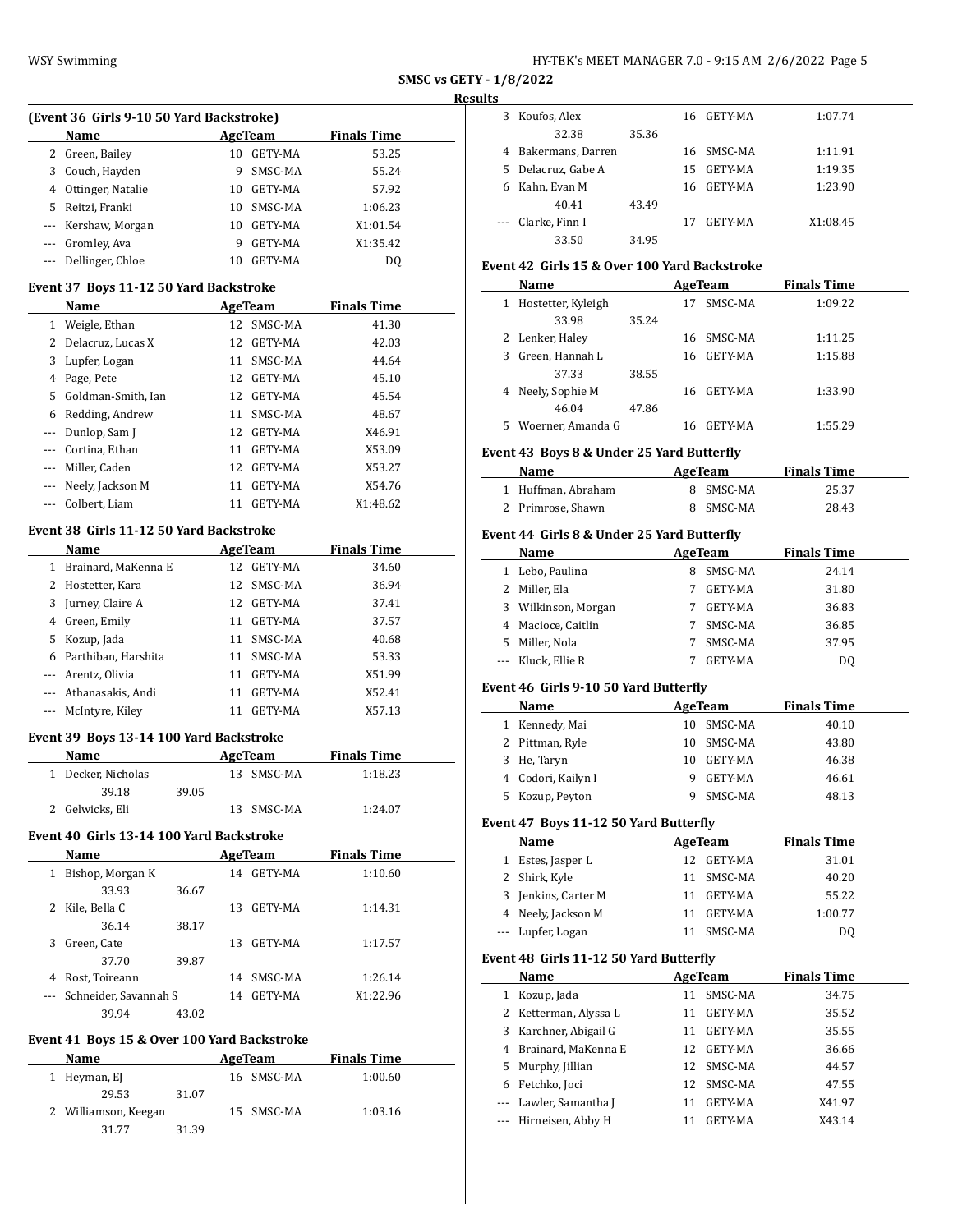**SMSC vs GETY - 1/8/2022**

**Results**

### (Event 36 Girls 9-10 50 Yard Backstroke)

| | Name | Age | Team | Finals Time |
|---|---|---|---|---|
| 2 | Green, Bailey | 10 | GETY-MA | 53.25 |
| 3 | Couch, Hayden | 9 | SMSC-MA | 55.24 |
| 4 | Ottinger, Natalie | 10 | GETY-MA | 57.92 |
| 5 | Reitzi, Franki | 10 | SMSC-MA | 1:06.23 |
| --- | Kershaw, Morgan | 10 | GETY-MA | X1:01.54 |
| --- | Gromley, Ava | 9 | GETY-MA | X1:35.42 |
| --- | Dellinger, Chloe | 10 | GETY-MA | DQ |

### Event 37 Boys 11-12 50 Yard Backstroke

| | Name | Age | Team | Finals Time |
|---|---|---|---|---|
| 1 | Weigle, Ethan | 12 | SMSC-MA | 41.30 |
| 2 | Delacruz, Lucas X | 12 | GETY-MA | 42.03 |
| 3 | Lupfer, Logan | 11 | SMSC-MA | 44.64 |
| 4 | Page, Pete | 12 | GETY-MA | 45.10 |
| 5 | Goldman-Smith, Ian | 12 | GETY-MA | 45.54 |
| 6 | Redding, Andrew | 11 | SMSC-MA | 48.67 |
| --- | Dunlop, Sam J | 12 | GETY-MA | X46.91 |
| --- | Cortina, Ethan | 11 | GETY-MA | X53.09 |
| --- | Miller, Caden | 12 | GETY-MA | X53.27 |
| --- | Neely, Jackson M | 11 | GETY-MA | X54.76 |
| --- | Colbert, Liam | 11 | GETY-MA | X1:48.62 |

### Event 38 Girls 11-12 50 Yard Backstroke

| | Name | Age | Team | Finals Time |
|---|---|---|---|---|
| 1 | Brainard, MaKenna E | 12 | GETY-MA | 34.60 |
| 2 | Hostetter, Kara | 12 | SMSC-MA | 36.94 |
| 3 | Jurney, Claire A | 12 | GETY-MA | 37.41 |
| 4 | Green, Emily | 11 | GETY-MA | 37.57 |
| 5 | Kozup, Jada | 11 | SMSC-MA | 40.68 |
| 6 | Parthiban, Harshita | 11 | SMSC-MA | 53.33 |
| --- | Arentz, Olivia | 11 | GETY-MA | X51.99 |
| --- | Athanasakis, Andi | 11 | GETY-MA | X52.41 |
| --- | McIntyre, Kiley | 11 | GETY-MA | X57.13 |

### Event 39 Boys 13-14 100 Yard Backstroke

| | Name | | Age | Team | Finals Time |
|---|---|---|---|---|---|
| 1 | Decker, Nicholas | | 13 | SMSC-MA | 1:18.23 |
| | 39.18 | 39.05 | | | |
| 2 | Gelwicks, Eli | | 13 | SMSC-MA | 1:24.07 |

### Event 40 Girls 13-14 100 Yard Backstroke

| | Name | | Age | Team | Finals Time |
|---|---|---|---|---|---|
| 1 | Bishop, Morgan K | | 14 | GETY-MA | 1:10.60 |
| | 33.93 | 36.67 | | | |
| 2 | Kile, Bella C | | 13 | GETY-MA | 1:14.31 |
| | 36.14 | 38.17 | | | |
| 3 | Green, Cate | | 13 | GETY-MA | 1:17.57 |
| | 37.70 | 39.87 | | | |
| 4 | Rost, Toireann | | 14 | SMSC-MA | 1:26.14 |
| --- | Schneider, Savannah S | | 14 | GETY-MA | X1:22.96 |
| | 39.94 | 43.02 | | | |

### Event 41 Boys 15 & Over 100 Yard Backstroke

| | Name | | Age | Team | Finals Time |
|---|---|---|---|---|---|
| 1 | Heyman, EJ | | 16 | SMSC-MA | 1:00.60 |
| | 29.53 | 31.07 | | | |
| 2 | Williamson, Keegan | | 15 | SMSC-MA | 1:03.16 |
| | 31.77 | 31.39 | | | |
| 3 | Koufos, Alex | | 16 | GETY-MA | 1:07.74 |
| | 32.38 | 35.36 | | | |
| 4 | Bakermans, Darren | | 16 | SMSC-MA | 1:11.91 |
| 5 | Delacruz, Gabe A | | 15 | GETY-MA | 1:19.35 |
| 6 | Kahn, Evan M | | 16 | GETY-MA | 1:23.90 |
| | 40.41 | 43.49 | | | |
| --- | Clarke, Finn I | | 17 | GETY-MA | X1:08.45 |
| | 33.50 | 34.95 | | | |

### Event 42 Girls 15 & Over 100 Yard Backstroke

| | Name | | Age | Team | Finals Time |
|---|---|---|---|---|---|
| 1 | Hostetter, Kyleigh | | 17 | SMSC-MA | 1:09.22 |
| | 33.98 | 35.24 | | | |
| 2 | Lenker, Haley | | 16 | SMSC-MA | 1:11.25 |
| 3 | Green, Hannah L | | 16 | GETY-MA | 1:15.88 |
| | 37.33 | 38.55 | | | |
| 4 | Neely, Sophie M | | 16 | GETY-MA | 1:33.90 |
| | 46.04 | 47.86 | | | |
| 5 | Woerner, Amanda G | | 16 | GETY-MA | 1:55.29 |

### Event 43 Boys 8 & Under 25 Yard Butterfly

| | Name | Age | Team | Finals Time |
|---|---|---|---|---|
| 1 | Huffman, Abraham | 8 | SMSC-MA | 25.37 |
| 2 | Primrose, Shawn | 8 | SMSC-MA | 28.43 |

### Event 44 Girls 8 & Under 25 Yard Butterfly

| | Name | Age | Team | Finals Time |
|---|---|---|---|---|
| 1 | Lebo, Paulina | 8 | SMSC-MA | 24.14 |
| 2 | Miller, Ela | 7 | GETY-MA | 31.80 |
| 3 | Wilkinson, Morgan | 7 | GETY-MA | 36.83 |
| 4 | Macioce, Caitlin | 7 | SMSC-MA | 36.85 |
| 5 | Miller, Nola | 7 | SMSC-MA | 37.95 |
| --- | Kluck, Ellie R | 7 | GETY-MA | DQ |

### Event 46 Girls 9-10 50 Yard Butterfly

| | Name | Age | Team | Finals Time |
|---|---|---|---|---|
| 1 | Kennedy, Mai | 10 | SMSC-MA | 40.10 |
| 2 | Pittman, Ryle | 10 | SMSC-MA | 43.80 |
| 3 | He, Taryn | 10 | GETY-MA | 46.38 |
| 4 | Codori, Kailyn I | 9 | GETY-MA | 46.61 |
| 5 | Kozup, Peyton | 9 | SMSC-MA | 48.13 |

### Event 47 Boys 11-12 50 Yard Butterfly

| | Name | Age | Team | Finals Time |
|---|---|---|---|---|
| 1 | Estes, Jasper L | 12 | GETY-MA | 31.01 |
| 2 | Shirk, Kyle | 11 | SMSC-MA | 40.20 |
| 3 | Jenkins, Carter M | 11 | GETY-MA | 55.22 |
| 4 | Neely, Jackson M | 11 | GETY-MA | 1:00.77 |
| --- | Lupfer, Logan | 11 | SMSC-MA | DQ |

### Event 48 Girls 11-12 50 Yard Butterfly

| | Name | Age | Team | Finals Time |
|---|---|---|---|---|
| 1 | Kozup, Jada | 11 | SMSC-MA | 34.75 |
| 2 | Ketterman, Alyssa L | 11 | GETY-MA | 35.52 |
| 3 | Karchner, Abigail G | 11 | GETY-MA | 35.55 |
| 4 | Brainard, MaKenna E | 12 | GETY-MA | 36.66 |
| 5 | Murphy, Jillian | 12 | SMSC-MA | 44.57 |
| 6 | Fetchko, Joci | 12 | SMSC-MA | 47.55 |
| --- | Lawler, Samantha J | 11 | GETY-MA | X41.97 |
| --- | Hirneisen, Abby H | 11 | GETY-MA | X43.14 |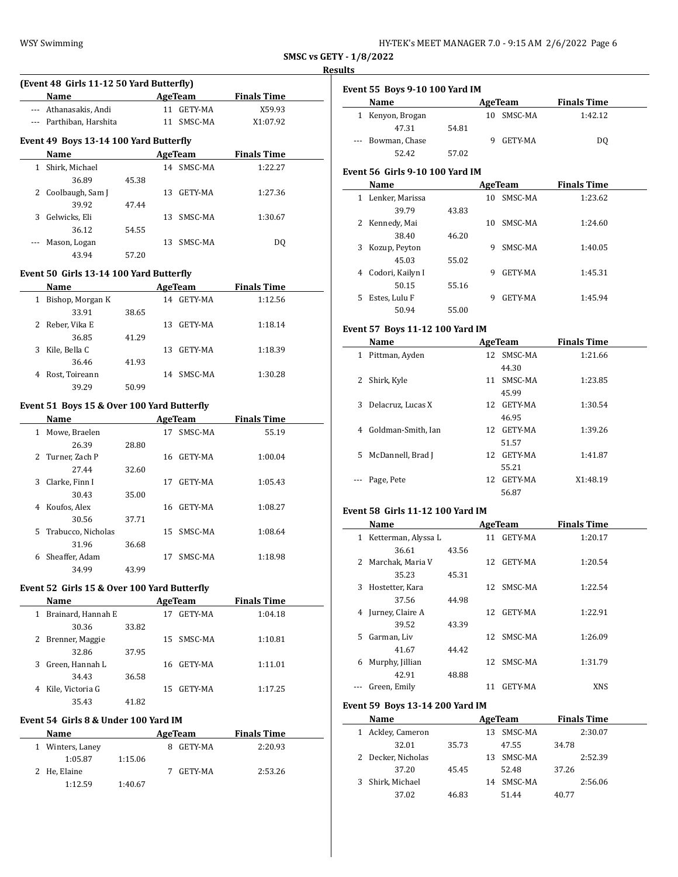**SMSC vs GETY - 1/8/2022**

**Results**

### (Event 48 Girls 11-12 50 Yard Butterfly)

| | Name | Age | Team | Finals Time |
|---|---|---|---|---|
| --- | Athanasakis, Andi | 11 | GETY-MA | X59.93 |
| --- | Parthiban, Harshita | 11 | SMSC-MA | X1:07.92 |

### Event 49 Boys 13-14 100 Yard Butterfly

| | Name | Age | Team | Finals Time |
|---|---|---|---|---|
| 1 | Shirk, Michael | 14 | SMSC-MA | 1:22.27 |
| | 36.89 45.38 | | | |
| 2 | Coolbaugh, Sam J | 13 | GETY-MA | 1:27.36 |
| | 39.92 47.44 | | | |
| 3 | Gelwicks, Eli | 13 | SMSC-MA | 1:30.67 |
| | 36.12 54.55 | | | |
| --- | Mason, Logan | 13 | SMSC-MA | DQ |
| | 43.94 57.20 | | | |

### Event 50 Girls 13-14 100 Yard Butterfly

| | Name | Age | Team | Finals Time |
|---|---|---|---|---|
| 1 | Bishop, Morgan K | 14 | GETY-MA | 1:12.56 |
| | 33.91 38.65 | | | |
| 2 | Reber, Vika E | 13 | GETY-MA | 1:18.14 |
| | 36.85 41.29 | | | |
| 3 | Kile, Bella C | 13 | GETY-MA | 1:18.39 |
| | 36.46 41.93 | | | |
| 4 | Rost, Toireann | 14 | SMSC-MA | 1:30.28 |
| | 39.29 50.99 | | | |

### Event 51 Boys 15 & Over 100 Yard Butterfly

| | Name | Age | Team | Finals Time |
|---|---|---|---|---|
| 1 | Mowe, Braelen | 17 | SMSC-MA | 55.19 |
| | 26.39 28.80 | | | |
| 2 | Turner, Zach P | 16 | GETY-MA | 1:00.04 |
| | 27.44 32.60 | | | |
| 3 | Clarke, Finn I | 17 | GETY-MA | 1:05.43 |
| | 30.43 35.00 | | | |
| 4 | Koufos, Alex | 16 | GETY-MA | 1:08.27 |
| | 30.56 37.71 | | | |
| 5 | Trabucco, Nicholas | 15 | SMSC-MA | 1:08.64 |
| | 31.96 36.68 | | | |
| 6 | Sheaffer, Adam | 17 | SMSC-MA | 1:18.98 |
| | 34.99 43.99 | | | |

### Event 52 Girls 15 & Over 100 Yard Butterfly

| | Name | Age | Team | Finals Time |
|---|---|---|---|---|
| 1 | Brainard, Hannah E | 17 | GETY-MA | 1:04.18 |
| | 30.36 33.82 | | | |
| 2 | Brenner, Maggie | 15 | SMSC-MA | 1:10.81 |
| | 32.86 37.95 | | | |
| 3 | Green, Hannah L | 16 | GETY-MA | 1:11.01 |
| | 34.43 36.58 | | | |
| 4 | Kile, Victoria G | 15 | GETY-MA | 1:17.25 |
| | 35.43 41.82 | | | |

### Event 54 Girls 8 & Under 100 Yard IM

| | Name | Age | Team | Finals Time |
|---|---|---|---|---|
| 1 | Winters, Laney | 8 | GETY-MA | 2:20.93 |
| | 1:05.87 1:15.06 | | | |
| 2 | He, Elaine | 7 | GETY-MA | 2:53.26 |
| | 1:12.59 1:40.67 | | | |

### Event 55 Boys 9-10 100 Yard IM

| | Name | Age | Team | Finals Time |
|---|---|---|---|---|
| 1 | Kenyon, Brogan | 10 | SMSC-MA | 1:42.12 |
| | 47.31 54.81 | | | |
| --- | Bowman, Chase | 9 | GETY-MA | DQ |
| | 52.42 57.02 | | | |

### Event 56 Girls 9-10 100 Yard IM

| | Name | Age | Team | Finals Time |
|---|---|---|---|---|
| 1 | Lenker, Marissa | 10 | SMSC-MA | 1:23.62 |
| | 39.79 43.83 | | | |
| 2 | Kennedy, Mai | 10 | SMSC-MA | 1:24.60 |
| | 38.40 46.20 | | | |
| 3 | Kozup, Peyton | 9 | SMSC-MA | 1:40.05 |
| | 45.03 55.02 | | | |
| 4 | Codori, Kailyn I | 9 | GETY-MA | 1:45.31 |
| | 50.15 55.16 | | | |
| 5 | Estes, Lulu F | 9 | GETY-MA | 1:45.94 |
| | 50.94 55.00 | | | |

### Event 57 Boys 11-12 100 Yard IM

| | Name | Age | Team | Finals Time |
|---|---|---|---|---|
| 1 | Pittman, Ayden | 12 | SMSC-MA | 1:21.66 |
| | 44.30 | | | |
| 2 | Shirk, Kyle | 11 | SMSC-MA | 1:23.85 |
| | 45.99 | | | |
| 3 | Delacruz, Lucas X | 12 | GETY-MA | 1:30.54 |
| | 46.95 | | | |
| 4 | Goldman-Smith, Ian | 12 | GETY-MA | 1:39.26 |
| | 51.57 | | | |
| 5 | McDannell, Brad J | 12 | GETY-MA | 1:41.87 |
| | 55.21 | | | |
| --- | Page, Pete | 12 | GETY-MA | X1:48.19 |
| | 56.87 | | | |

### Event 58 Girls 11-12 100 Yard IM

| | Name | Age | Team | Finals Time |
|---|---|---|---|---|
| 1 | Ketterman, Alyssa L | 11 | GETY-MA | 1:20.17 |
| | 36.61 43.56 | | | |
| 2 | Marchak, Maria V | 12 | GETY-MA | 1:20.54 |
| | 35.23 45.31 | | | |
| 3 | Hostetter, Kara | 12 | SMSC-MA | 1:22.54 |
| | 37.56 44.98 | | | |
| 4 | Jurney, Claire A | 12 | GETY-MA | 1:22.91 |
| | 39.52 43.39 | | | |
| 5 | Garman, Liv | 12 | SMSC-MA | 1:26.09 |
| | 41.67 44.42 | | | |
| 6 | Murphy, Jillian | 12 | SMSC-MA | 1:31.79 |
| | 42.91 48.88 | | | |
| --- | Green, Emily | 11 | GETY-MA | XNS |

### Event 59 Boys 13-14 200 Yard IM

| | Name | Age | Team | Finals Time |
|---|---|---|---|---|
| 1 | Ackley, Cameron | 13 | SMSC-MA | 2:30.07 |
| | 32.01 35.73 47.55 34.78 | | | |
| 2 | Decker, Nicholas | 13 | SMSC-MA | 2:52.39 |
| | 37.20 45.45 52.48 37.26 | | | |
| 3 | Shirk, Michael | 14 | SMSC-MA | 2:56.06 |
| | 37.02 46.83 51.44 40.77 | | | |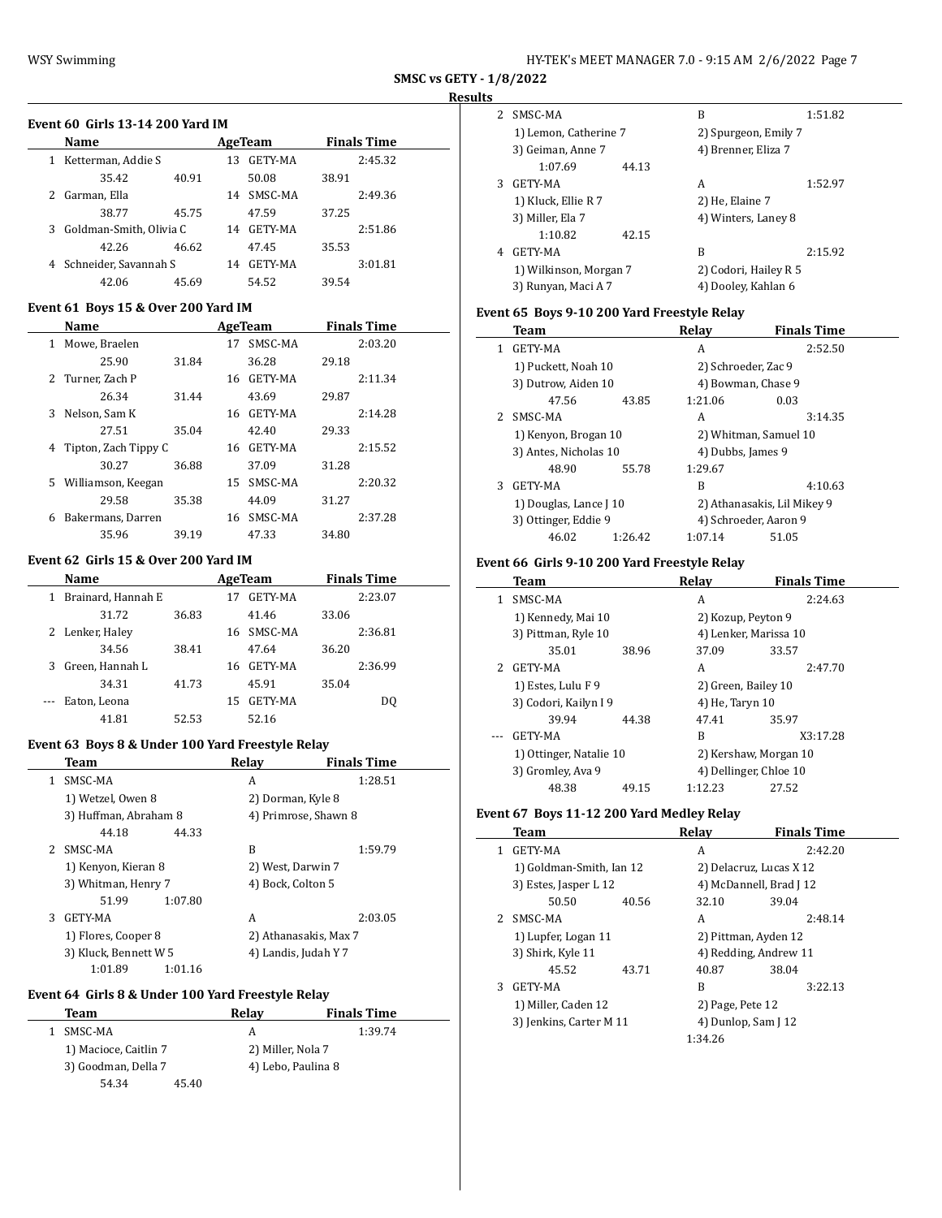## SMSC vs GETY - 1/8/2022

### Results

#### Event 60 Girls 13-14 200 Yard IM

| | Name | Age | Team | Finals Time |
|---|---|---|---|---|
| 1 | Ketterman, Addie S | 13 | GETY-MA | 2:45.32 |
| | 35.42 40.91 50.08 38.91 | | | |
| 2 | Garman, Ella | 14 | SMSC-MA | 2:49.36 |
| | 38.77 45.75 47.59 37.25 | | | |
| 3 | Goldman-Smith, Olivia C | 14 | GETY-MA | 2:51.86 |
| | 42.26 46.62 47.45 35.53 | | | |
| 4 | Schneider, Savannah S | 14 | GETY-MA | 3:01.81 |
| | 42.06 45.69 54.52 39.54 | | | |

#### Event 61 Boys 15 & Over 200 Yard IM

| | Name | Age | Team | Finals Time |
|---|---|---|---|---|
| 1 | Mowe, Braelen | 17 | SMSC-MA | 2:03.20 |
| | 25.90 31.84 36.28 29.18 | | | |
| 2 | Turner, Zach P | 16 | GETY-MA | 2:11.34 |
| | 26.34 31.44 43.69 29.87 | | | |
| 3 | Nelson, Sam K | 16 | GETY-MA | 2:14.28 |
| | 27.51 35.04 42.40 29.33 | | | |
| 4 | Tipton, Zach Tippy C | 16 | GETY-MA | 2:15.52 |
| | 30.27 36.88 37.09 31.28 | | | |
| 5 | Williamson, Keegan | 15 | SMSC-MA | 2:20.32 |
| | 29.58 35.38 44.09 31.27 | | | |
| 6 | Bakermans, Darren | 16 | SMSC-MA | 2:37.28 |
| | 35.96 39.19 47.33 34.80 | | | |

#### Event 62 Girls 15 & Over 200 Yard IM

| | Name | Age | Team | Finals Time |
|---|---|---|---|---|
| 1 | Brainard, Hannah E | 17 | GETY-MA | 2:23.07 |
| | 31.72 36.83 41.46 33.06 | | | |
| 2 | Lenker, Haley | 16 | SMSC-MA | 2:36.81 |
| | 34.56 38.41 47.64 36.20 | | | |
| 3 | Green, Hannah L | 16 | GETY-MA | 2:36.99 |
| | 34.31 41.73 45.91 35.04 | | | |
| --- | Eaton, Leona | 15 | GETY-MA | DQ |
| | 41.81 52.53 52.16 | | | |

#### Event 63 Boys 8 & Under 100 Yard Freestyle Relay

| | Team | Relay | Finals Time |
|---|---|---|---|
| 1 | SMSC-MA | A | 1:28.51 |
| | 1) Wetzel, Owen 8 | 2) Dorman, Kyle 8 | |
| | 3) Huffman, Abraham 8 | 4) Primrose, Shawn 8 | |
| | 44.18 44.33 | | |
| 2 | SMSC-MA | B | 1:59.79 |
| | 1) Kenyon, Kieran 8 | 2) West, Darwin 7 | |
| | 3) Whitman, Henry 7 | 4) Bock, Colton 5 | |
| | 51.99 1:07.80 | | |
| 3 | GETY-MA | A | 2:03.05 |
| | 1) Flores, Cooper 8 | 2) Athanasakis, Max 7 | |
| | 3) Kluck, Bennett W 5 | 4) Landis, Judah Y 7 | |
| | 1:01.89 1:01.16 | | |

#### Event 64 Girls 8 & Under 100 Yard Freestyle Relay

| | Team | Relay | Finals Time |
|---|---|---|---|
| 1 | SMSC-MA | A | 1:39.74 |
| | 1) Macioce, Caitlin 7 | 2) Miller, Nola 7 | |
| | 3) Goodman, Della 7 | 4) Lebo, Paulina 8 | |
| | 54.34 45.40 | | |
| 2 | SMSC-MA | B | 1:51.82 |
| | 1) Lemon, Catherine 7 | 2) Spurgeon, Emily 7 | |
| | 3) Geiman, Anne 7 | 4) Brenner, Eliza 7 | |
| | 1:07.69 44.13 | | |
| 3 | GETY-MA | A | 1:52.97 |
| | 1) Kluck, Ellie R 7 | 2) He, Elaine 7 | |
| | 3) Miller, Ela 7 | 4) Winters, Laney 8 | |
| | 1:10.82 42.15 | | |
| 4 | GETY-MA | B | 2:15.92 |
| | 1) Wilkinson, Morgan 7 | 2) Codori, Hailey R 5 | |
| | 3) Runyan, Maci A 7 | 4) Dooley, Kahlan 6 | |

#### Event 65 Boys 9-10 200 Yard Freestyle Relay

| | Team | Relay | Finals Time |
|---|---|---|---|
| 1 | GETY-MA | A | 2:52.50 |
| | 1) Puckett, Noah 10 | 2) Schroeder, Zac 9 | |
| | 3) Dutrow, Aiden 10 | 4) Bowman, Chase 9 | |
| | 47.56 43.85 1:21.06 0.03 | | |
| 2 | SMSC-MA | A | 3:14.35 |
| | 1) Kenyon, Brogan 10 | 2) Whitman, Samuel 10 | |
| | 3) Antes, Nicholas 10 | 4) Dubbs, James 9 | |
| | 48.90 55.78 1:29.67 | | |
| 3 | GETY-MA | B | 4:10.63 |
| | 1) Douglas, Lance J 10 | 2) Athanasakis, Lil Mikey 9 | |
| | 3) Ottinger, Eddie 9 | 4) Schroeder, Aaron 9 | |
| | 46.02 1:26.42 1:07.14 51.05 | | |

#### Event 66 Girls 9-10 200 Yard Freestyle Relay

| | Team | Relay | Finals Time |
|---|---|---|---|
| 1 | SMSC-MA | A | 2:24.63 |
| | 1) Kennedy, Mai 10 | 2) Kozup, Peyton 9 | |
| | 3) Pittman, Ryle 10 | 4) Lenker, Marissa 10 | |
| | 35.01 38.96 37.09 33.57 | | |
| 2 | GETY-MA | A | 2:47.70 |
| | 1) Estes, Lulu F 9 | 2) Green, Bailey 10 | |
| | 3) Codori, Kailyn I 9 | 4) He, Taryn 10 | |
| | 39.94 44.38 47.41 35.97 | | |
| --- | GETY-MA | B | X3:17.28 |
| | 1) Ottinger, Natalie 10 | 2) Kershaw, Morgan 10 | |
| | 3) Gromley, Ava 9 | 4) Dellinger, Chloe 10 | |
| | 48.38 49.15 1:12.23 27.52 | | |

#### Event 67 Boys 11-12 200 Yard Medley Relay

| | Team | Relay | Finals Time |
|---|---|---|---|
| 1 | GETY-MA | A | 2:42.20 |
| | 1) Goldman-Smith, Ian 12 | 2) Delacruz, Lucas X 12 | |
| | 3) Estes, Jasper L 12 | 4) McDannell, Brad J 12 | |
| | 50.50 40.56 32.10 39.04 | | |
| 2 | SMSC-MA | A | 2:48.14 |
| | 1) Lupfer, Logan 11 | 2) Pittman, Ayden 12 | |
| | 3) Shirk, Kyle 11 | 4) Redding, Andrew 11 | |
| | 45.52 43.71 40.87 38.04 | | |
| 3 | GETY-MA | B | 3:22.13 |
| | 1) Miller, Caden 12 | 2) Page, Pete 12 | |
| | 3) Jenkins, Carter M 11 | 4) Dunlop, Sam J 12 | |
| | 1:34.26 | | |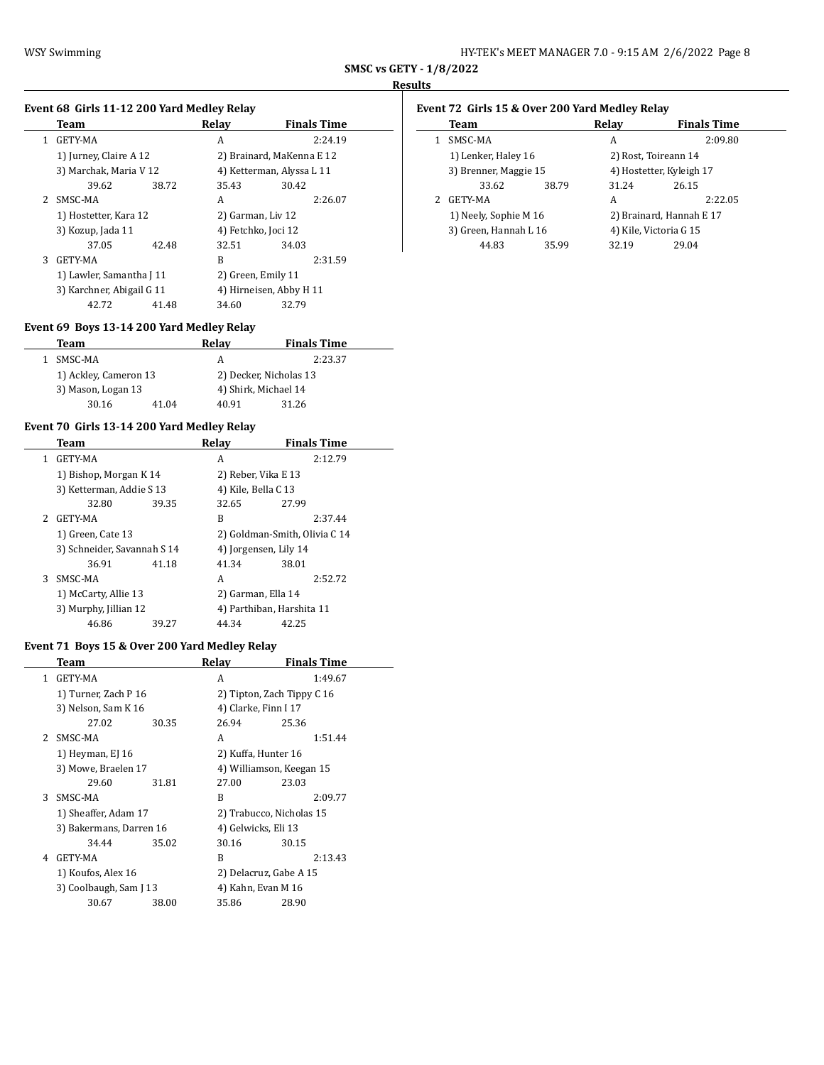**SMSC vs GETY - 1/8/2022**

**Results**

### Event 68 Girls 11-12 200 Yard Medley Relay

| | Team | Relay | Finals Time |
|---|---|---|---|
| 1 | GETY-MA | A | 2:24.19 |
| | 1) Jurney, Claire A 12 | 2) Brainard, MaKenna E 12 | |
| | 3) Marchak, Maria V 12 | 4) Ketterman, Alyssa L 11 | |
| | 39.62  38.72 | 35.43  30.42 | |
| 2 | SMSC-MA | A | 2:26.07 |
| | 1) Hostetter, Kara 12 | 2) Garman, Liv 12 | |
| | 3) Kozup, Jada 11 | 4) Fetchko, Joci 12 | |
| | 37.05  42.48 | 32.51  34.03 | |
| 3 | GETY-MA | B | 2:31.59 |
| | 1) Lawler, Samantha J 11 | 2) Green, Emily 11 | |
| | 3) Karchner, Abigail G 11 | 4) Hirneisen, Abby H 11 | |
| | 42.72  41.48 | 34.60  32.79 | |

### Event 69 Boys 13-14 200 Yard Medley Relay

| | Team | Relay | Finals Time |
|---|---|---|---|
| 1 | SMSC-MA | A | 2:23.37 |
| | 1) Ackley, Cameron 13 | 2) Decker, Nicholas 13 | |
| | 3) Mason, Logan 13 | 4) Shirk, Michael 14 | |
| | 30.16  41.04 | 40.91  31.26 | |

### Event 70 Girls 13-14 200 Yard Medley Relay

| | Team | Relay | Finals Time |
|---|---|---|---|
| 1 | GETY-MA | A | 2:12.79 |
| | 1) Bishop, Morgan K 14 | 2) Reber, Vika E 13 | |
| | 3) Ketterman, Addie S 13 | 4) Kile, Bella C 13 | |
| | 32.80  39.35 | 32.65  27.99 | |
| 2 | GETY-MA | B | 2:37.44 |
| | 1) Green, Cate 13 | 2) Goldman-Smith, Olivia C 14 | |
| | 3) Schneider, Savannah S 14 | 4) Jorgensen, Lily 14 | |
| | 36.91  41.18 | 41.34  38.01 | |
| 3 | SMSC-MA | A | 2:52.72 |
| | 1) McCarty, Allie 13 | 2) Garman, Ella 14 | |
| | 3) Murphy, Jillian 12 | 4) Parthiban, Harshita 11 | |
| | 46.86  39.27 | 44.34  42.25 | |

### Event 71 Boys 15 & Over 200 Yard Medley Relay

| | Team | Relay | Finals Time |
|---|---|---|---|
| 1 | GETY-MA | A | 1:49.67 |
| | 1) Turner, Zach P 16 | 2) Tipton, Zach Tippy C 16 | |
| | 3) Nelson, Sam K 16 | 4) Clarke, Finn I 17 | |
| | 27.02  30.35 | 26.94  25.36 | |
| 2 | SMSC-MA | A | 1:51.44 |
| | 1) Heyman, EJ 16 | 2) Kuffa, Hunter 16 | |
| | 3) Mowe, Braelen 17 | 4) Williamson, Keegan 15 | |
| | 29.60  31.81 | 27.00  23.03 | |
| 3 | SMSC-MA | B | 2:09.77 |
| | 1) Sheaffer, Adam 17 | 2) Trabucco, Nicholas 15 | |
| | 3) Bakermans, Darren 16 | 4) Gelwicks, Eli 13 | |
| | 34.44  35.02 | 30.16  30.15 | |
| 4 | GETY-MA | B | 2:13.43 |
| | 1) Koufos, Alex 16 | 2) Delacruz, Gabe A 15 | |
| | 3) Coolbaugh, Sam J 13 | 4) Kahn, Evan M 16 | |
| | 30.67  38.00 | 35.86  28.90 | |

### Event 72 Girls 15 & Over 200 Yard Medley Relay

| | Team | Relay | Finals Time |
|---|---|---|---|
| 1 | SMSC-MA | A | 2:09.80 |
| | 1) Lenker, Haley 16 | 2) Rost, Toireann 14 | |
| | 3) Brenner, Maggie 15 | 4) Hostetter, Kyleigh 17 | |
| | 33.62  38.79 | 31.24  26.15 | |
| 2 | GETY-MA | A | 2:22.05 |
| | 1) Neely, Sophie M 16 | 2) Brainard, Hannah E 17 | |
| | 3) Green, Hannah L 16 | 4) Kile, Victoria G 15 | |
| | 44.83  35.99 | 32.19  29.04 | |